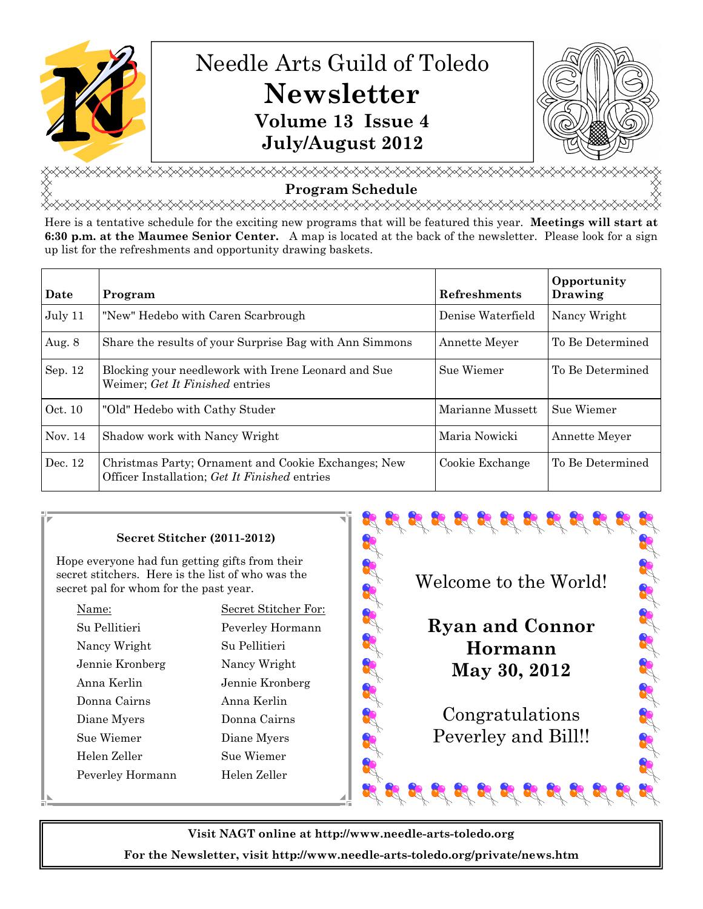# Needle Arts Guild of Toledo

# Newsletter

## Volume 13 Issue 4
## July/August 2012

## Program Schedule

Here is a tentative schedule for the exciting new programs that will be featured this year. **Meetings will start at 6:30 p.m. at the Maumee Senior Center.** A map is located at the back of the newsletter. Please look for a sign up list for the refreshments and opportunity drawing baskets.

| Date | Program | Refreshments | Opportunity Drawing |
|---|---|---|---|
| July 11 | "New" Hedebo with Caren Scarbrough | Denise Waterfield | Nancy Wright |
| Aug. 8 | Share the results of your Surprise Bag with Ann Simmons | Annette Meyer | To Be Determined |
| Sep. 12 | Blocking your needlework with Irene Leonard and Sue Weimer; *Get It Finished* entries | Sue Wiemer | To Be Determined |
| Oct. 10 | "Old" Hedebo with Cathy Studer | Marianne Mussett | Sue Wiemer |
| Nov. 14 | Shadow work with Nancy Wright | Maria Nowicki | Annette Meyer |
| Dec. 12 | Christmas Party; Ornament and Cookie Exchanges; New Officer Installation; *Get It Finished* entries | Cookie Exchange | To Be Determined |

### Secret Stitcher (2011-2012)

Hope everyone had fun getting gifts from their secret stitchers. Here is the list of who was the secret pal for whom for the past year.

| Name: | Secret Stitcher For: |
|---|---|
| Su Pellitieri | Peverley Hormann |
| Nancy Wright | Su Pellitieri |
| Jennie Kronberg | Nancy Wright |
| Anna Kerlin | Jennie Kronberg |
| Donna Cairns | Anna Kerlin |
| Diane Myers | Donna Cairns |
| Sue Wiemer | Diane Myers |
| Helen Zeller | Sue Wiemer |
| Peverley Hormann | Helen Zeller |

Welcome to the World!

**Ryan and Connor Hormann**
**May 30, 2012**

Congratulations Peverley and Bill!!

**Visit NAGT online at http://www.needle-arts-toledo.org**

**For the Newsletter, visit http://www.needle-arts-toledo.org/private/news.htm**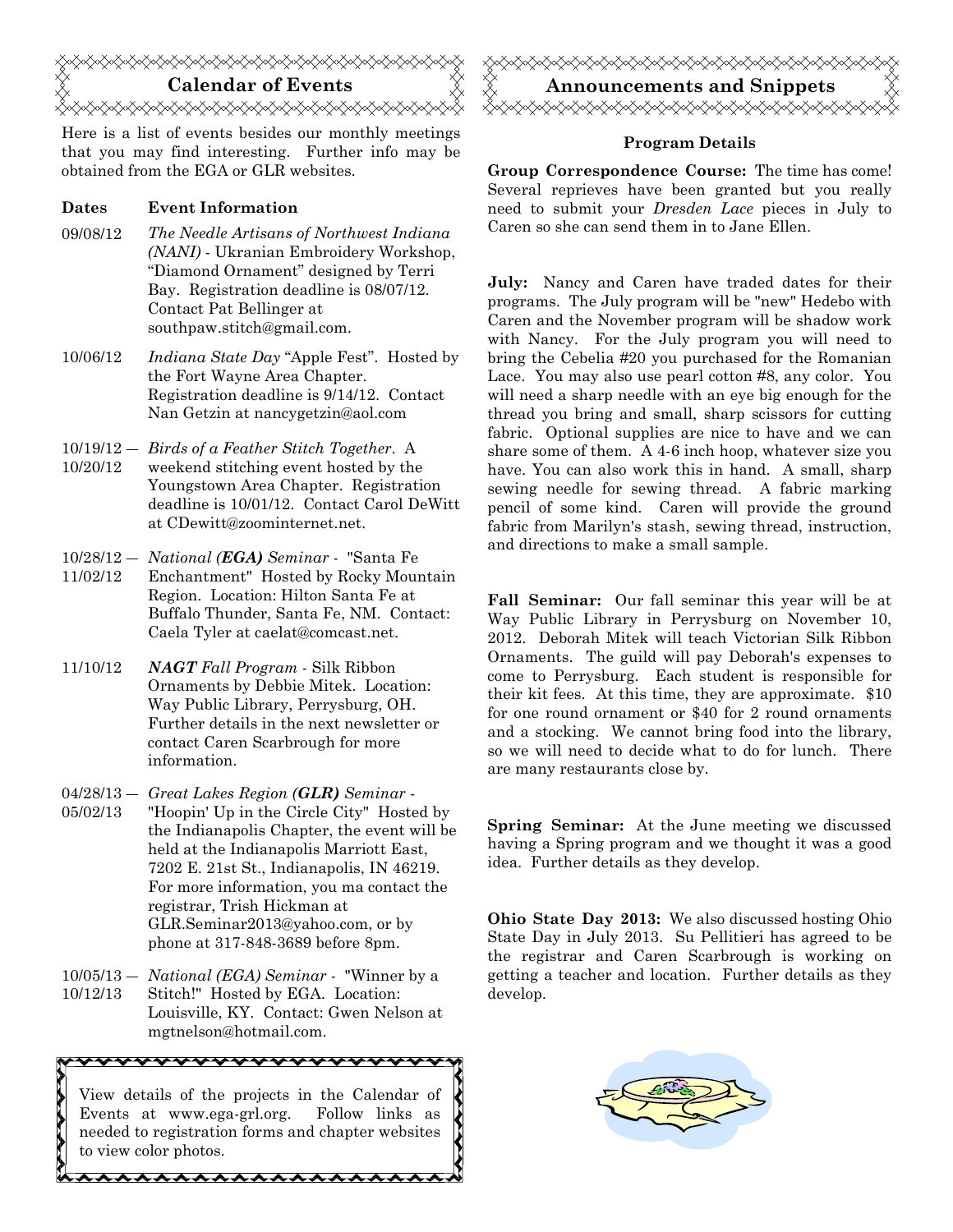## Calendar of Events

Here is a list of events besides our monthly meetings that you may find interesting. Further info may be obtained from the EGA or GLR websites.

| Dates | Event Information |
| --- | --- |
| 09/08/12 | *The Needle Artisans of Northwest Indiana (NANI)* - Ukranian Embroidery Workshop, "Diamond Ornament" designed by Terri Bay. Registration deadline is 08/07/12. Contact Pat Bellinger at southpaw.stitch@gmail.com. |
| 10/06/12 | *Indiana State Day* "Apple Fest". Hosted by the Fort Wayne Area Chapter. Registration deadline is 9/14/12. Contact Nan Getzin at nancygetzin@aol.com |
| 10/19/12 — 10/20/12 | *Birds of a Feather Stitch Together*. A weekend stitching event hosted by the Youngstown Area Chapter. Registration deadline is 10/01/12. Contact Carol DeWitt at CDewitt@zoominternet.net. |
| 10/28/12 — 11/02/12 | *National (**EGA**) Seminar* - "Santa Fe Enchantment" Hosted by Rocky Mountain Region. Location: Hilton Santa Fe at Buffalo Thunder, Santa Fe, NM. Contact: Caela Tyler at caelat@comcast.net. |
| 11/10/12 | ***NAGT** Fall Program* - Silk Ribbon Ornaments by Debbie Mitek. Location: Way Public Library, Perrysburg, OH. Further details in the next newsletter or contact Caren Scarbrough for more information. |
| 04/28/13 — 05/02/13 | *Great Lakes Region (**GLR**) Seminar* - "Hoopin' Up in the Circle City" Hosted by the Indianapolis Chapter, the event will be held at the Indianapolis Marriott East, 7202 E. 21st St., Indianapolis, IN 46219. For more information, you ma contact the registrar, Trish Hickman at GLR.Seminar2013@yahoo.com, or by phone at 317-848-3689 before 8pm. |
| 10/05/13 — 10/12/13 | *National (EGA) Seminar* - "Winner by a Stitch!" Hosted by EGA. Location: Louisville, KY. Contact: Gwen Nelson at mgtnelson@hotmail.com. |

View details of the projects in the Calendar of Events at www.ega-grl.org. Follow links as needed to registration forms and chapter websites to view color photos.

## Announcements and Snippets

### Program Details

**Group Correspondence Course:** The time has come! Several reprieves have been granted but you really need to submit your *Dresden Lace* pieces in July to Caren so she can send them in to Jane Ellen.

**July:** Nancy and Caren have traded dates for their programs. The July program will be "new" Hedebo with Caren and the November program will be shadow work with Nancy. For the July program you will need to bring the Cebelia #20 you purchased for the Romanian Lace. You may also use pearl cotton #8, any color. You will need a sharp needle with an eye big enough for the thread you bring and small, sharp scissors for cutting fabric. Optional supplies are nice to have and we can share some of them. A 4-6 inch hoop, whatever size you have. You can also work this in hand. A small, sharp sewing needle for sewing thread. A fabric marking pencil of some kind. Caren will provide the ground fabric from Marilyn's stash, sewing thread, instruction, and directions to make a small sample.

**Fall Seminar:** Our fall seminar this year will be at Way Public Library in Perrysburg on November 10, 2012. Deborah Mitek will teach Victorian Silk Ribbon Ornaments. The guild will pay Deborah's expenses to come to Perrysburg. Each student is responsible for their kit fees. At this time, they are approximate. $10 for one round ornament or $40 for 2 round ornaments and a stocking. We cannot bring food into the library, so we will need to decide what to do for lunch. There are many restaurants close by.

**Spring Seminar:** At the June meeting we discussed having a Spring program and we thought it was a good idea. Further details as they develop.

**Ohio State Day 2013:** We also discussed hosting Ohio State Day in July 2013. Su Pellitieri has agreed to be the registrar and Caren Scarbrough is working on getting a teacher and location. Further details as they develop.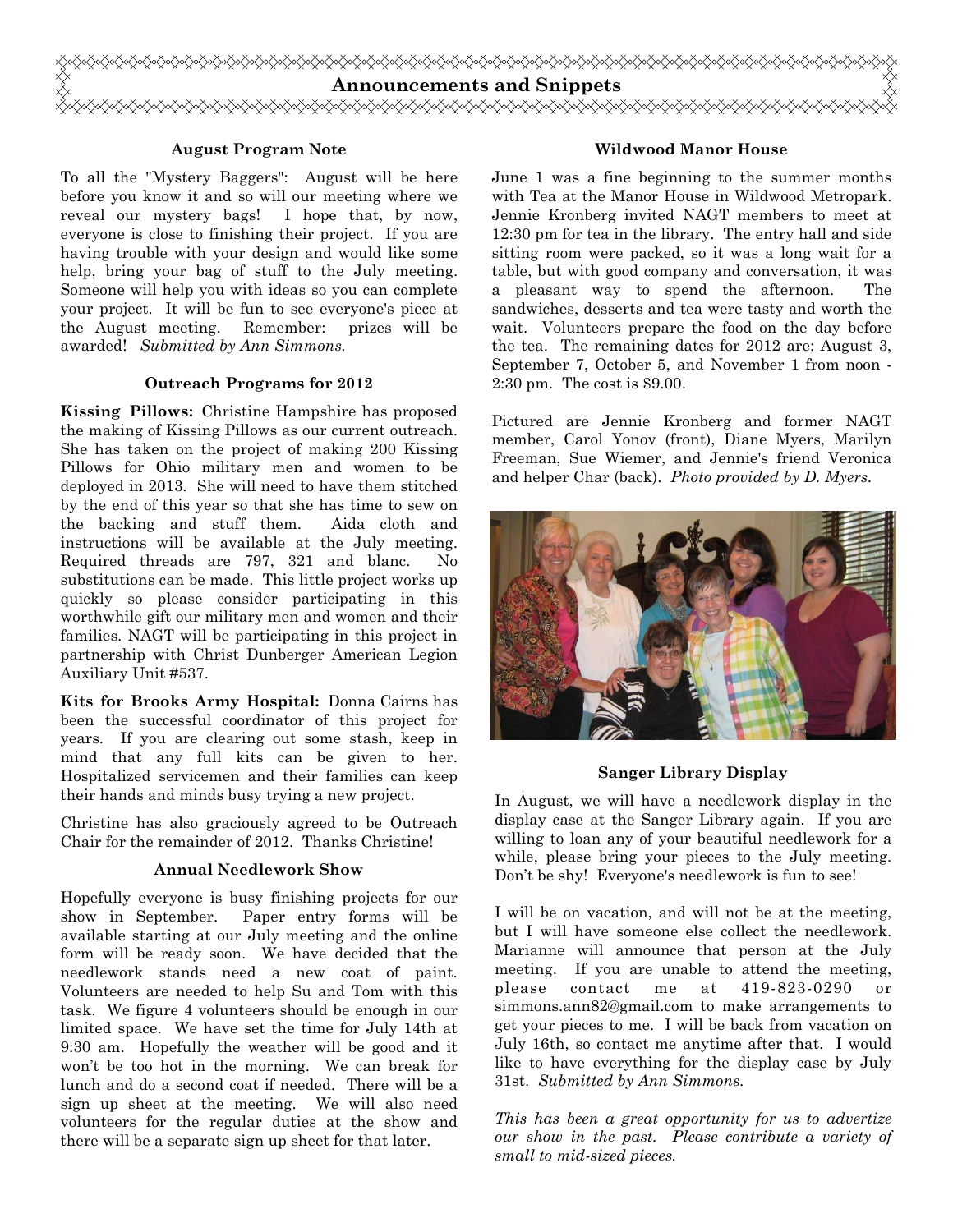# Announcements and Snippets

### August Program Note

To all the "Mystery Baggers": August will be here before you know it and so will our meeting where we reveal our mystery bags! I hope that, by now, everyone is close to finishing their project. If you are having trouble with your design and would like some help, bring your bag of stuff to the July meeting. Someone will help you with ideas so you can complete your project. It will be fun to see everyone's piece at the August meeting. Remember: prizes will be awarded! *Submitted by Ann Simmons.*

### Outreach Programs for 2012

**Kissing Pillows:** Christine Hampshire has proposed the making of Kissing Pillows as our current outreach. She has taken on the project of making 200 Kissing Pillows for Ohio military men and women to be deployed in 2013. She will need to have them stitched by the end of this year so that she has time to sew on the backing and stuff them. Aida cloth and instructions will be available at the July meeting. Required threads are 797, 321 and blanc. No substitutions can be made. This little project works up quickly so please consider participating in this worthwhile gift our military men and women and their families. NAGT will be participating in this project in partnership with Christ Dunberger American Legion Auxiliary Unit #537.

**Kits for Brooks Army Hospital:** Donna Cairns has been the successful coordinator of this project for years. If you are clearing out some stash, keep in mind that any full kits can be given to her. Hospitalized servicemen and their families can keep their hands and minds busy trying a new project.

Christine has also graciously agreed to be Outreach Chair for the remainder of 2012. Thanks Christine!

### Annual Needlework Show

Hopefully everyone is busy finishing projects for our show in September. Paper entry forms will be available starting at our July meeting and the online form will be ready soon. We have decided that the needlework stands need a new coat of paint. Volunteers are needed to help Su and Tom with this task. We figure 4 volunteers should be enough in our limited space. We have set the time for July 14th at 9:30 am. Hopefully the weather will be good and it won't be too hot in the morning. We can break for lunch and do a second coat if needed. There will be a sign up sheet at the meeting. We will also need volunteers for the regular duties at the show and there will be a separate sign up sheet for that later.

### Wildwood Manor House

June 1 was a fine beginning to the summer months with Tea at the Manor House in Wildwood Metropark. Jennie Kronberg invited NAGT members to meet at 12:30 pm for tea in the library. The entry hall and side sitting room were packed, so it was a long wait for a table, but with good company and conversation, it was a pleasant way to spend the afternoon. The sandwiches, desserts and tea were tasty and worth the wait. Volunteers prepare the food on the day before the tea. The remaining dates for 2012 are: August 3, September 7, October 5, and November 1 from noon - 2:30 pm. The cost is $9.00.

Pictured are Jennie Kronberg and former NAGT member, Carol Yonov (front), Diane Myers, Marilyn Freeman, Sue Wiemer, and Jennie's friend Veronica and helper Char (back). *Photo provided by D. Myers.*

### Sanger Library Display

In August, we will have a needlework display in the display case at the Sanger Library again. If you are willing to loan any of your beautiful needlework for a while, please bring your pieces to the July meeting. Don't be shy! Everyone's needlework is fun to see!

I will be on vacation, and will not be at the meeting, but I will have someone else collect the needlework. Marianne will announce that person at the July meeting. If you are unable to attend the meeting, please contact me at 419-823-0290 or simmons.ann82@gmail.com to make arrangements to get your pieces to me. I will be back from vacation on July 16th, so contact me anytime after that. I would like to have everything for the display case by July 31st. *Submitted by Ann Simmons.*

*This has been a great opportunity for us to advertize our show in the past. Please contribute a variety of small to mid-sized pieces.*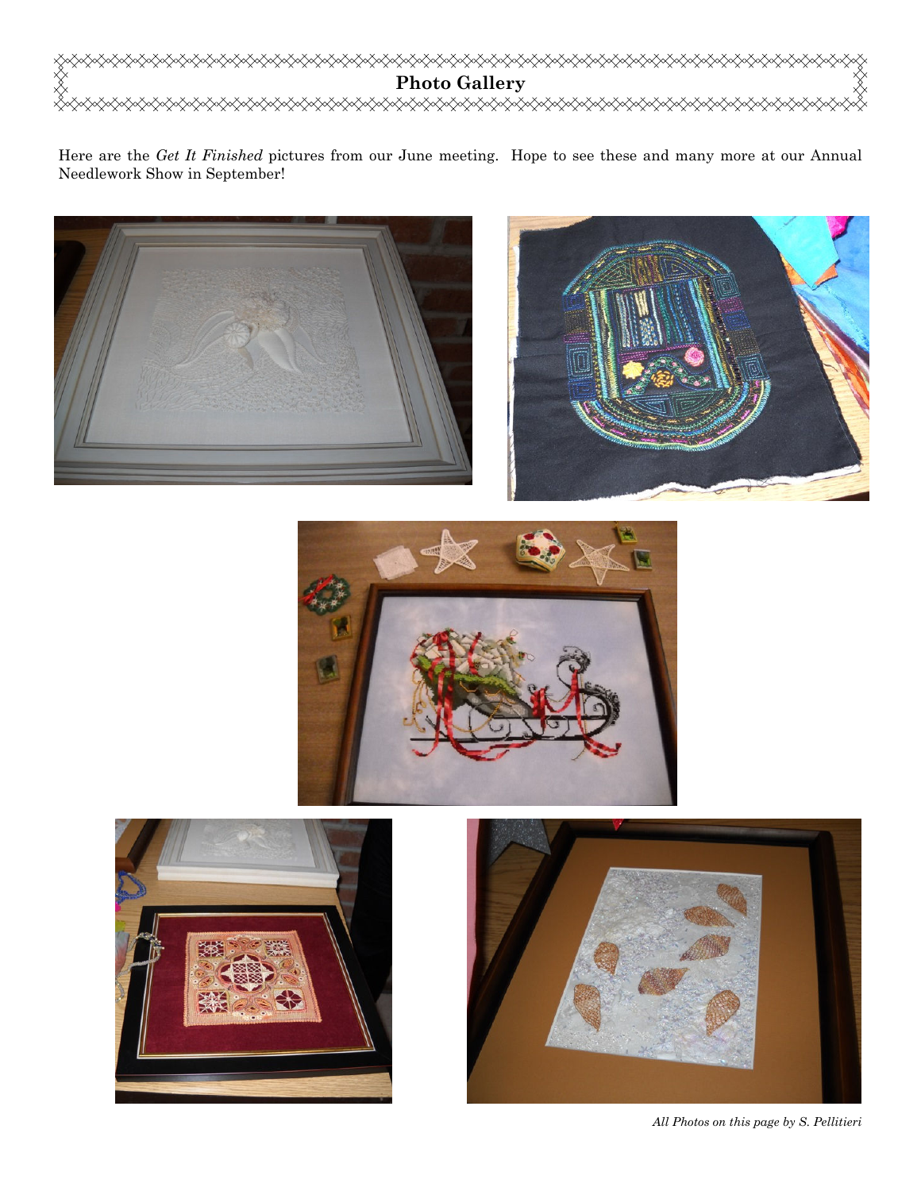## Photo Gallery

Here are the *Get It Finished* pictures from our June meeting. Hope to see these and many more at our Annual Needlework Show in September!

*All Photos on this page by S. Pellitieri*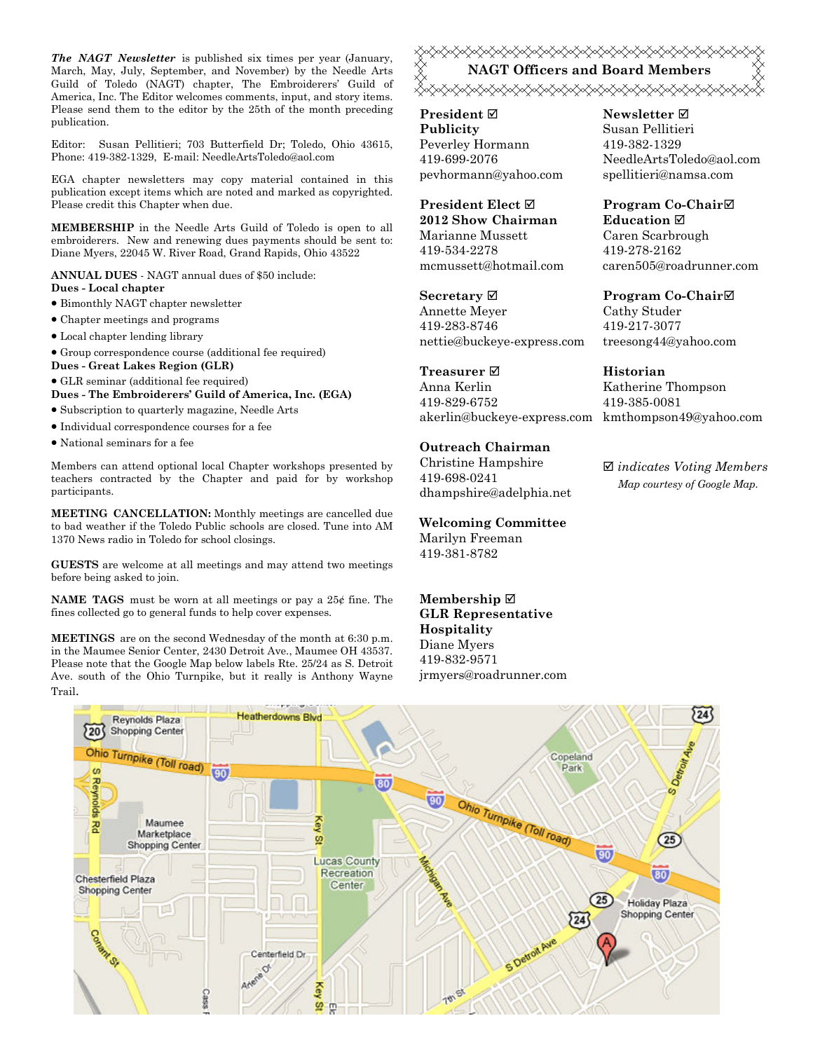***The NAGT Newsletter*** is published six times per year (January, March, May, July, September, and November) by the Needle Arts Guild of Toledo (NAGT) chapter, The Embroiderers' Guild of America, Inc. The Editor welcomes comments, input, and story items. Please send them to the editor by the 25th of the month preceding publication.

Editor: Susan Pellitieri; 703 Butterfield Dr; Toledo, Ohio 43615, Phone: 419-382-1329, E-mail: NeedleArtsToledo@aol.com

EGA chapter newsletters may copy material contained in this publication except items which are noted and marked as copyrighted. Please credit this Chapter when due.

**MEMBERSHIP** in the Needle Arts Guild of Toledo is open to all embroiderers. New and renewing dues payments should be sent to: Diane Myers, 22045 W. River Road, Grand Rapids, Ohio 43522

**ANNUAL DUES** - NAGT annual dues of $50 include:

**Dues - Local chapter**

- Bimonthly NAGT chapter newsletter
- Chapter meetings and programs
- Local chapter lending library
- Group correspondence course (additional fee required)

**Dues - Great Lakes Region (GLR)**

- GLR seminar (additional fee required)

**Dues - The Embroiderers' Guild of America, Inc. (EGA)**

- Subscription to quarterly magazine, Needle Arts
- Individual correspondence courses for a fee
- National seminars for a fee

Members can attend optional local Chapter workshops presented by teachers contracted by the Chapter and paid for by workshop participants.

**MEETING CANCELLATION:** Monthly meetings are cancelled due to bad weather if the Toledo Public schools are closed. Tune into AM 1370 News radio in Toledo for school closings.

**GUESTS** are welcome at all meetings and may attend two meetings before being asked to join.

**NAME TAGS** must be worn at all meetings or pay a 25¢ fine. The fines collected go to general funds to help cover expenses.

**MEETINGS** are on the second Wednesday of the month at 6:30 p.m. in the Maumee Senior Center, 2430 Detroit Ave., Maumee OH 43537. Please note that the Google Map below labels Rte. 25/24 as S. Detroit Ave. south of the Ohio Turnpike, but it really is Anthony Wayne Trail.

## NAGT Officers and Board Members

**President ☑**
**Publicity**
Peverley Hormann
419-699-2076
pevhormann@yahoo.com

**President Elect ☑**
**2012 Show Chairman**
Marianne Mussett
419-534-2278
mcmussett@hotmail.com

**Secretary ☑**
Annette Meyer
419-283-8746
nettie@buckeye-express.com

**Treasurer ☑**
Anna Kerlin
419-829-6752
akerlin@buckeye-express.com

**Outreach Chairman**
Christine Hampshire
419-698-0241
dhampshire@adelphia.net

**Welcoming Committee**
Marilyn Freeman
419-381-8782

**Membership ☑**
**GLR Representative**
**Hospitality**
Diane Myers
419-832-9571
jrmyers@roadrunner.com

**Newsletter ☑**
Susan Pellitieri
419-382-1329
NeedleArtsToledo@aol.com
spellitieri@namsa.com

**Program Co-Chair☑**
**Education ☑**
Caren Scarbrough
419-278-2162
caren505@roadrunner.com

**Program Co-Chair☑**
Cathy Studer
419-217-3077
treesong44@yahoo.com

**Historian**
Katherine Thompson
419-385-0081
kmthompson49@yahoo.com

☑ *indicates Voting Members*

*Map courtesy of Google Map.*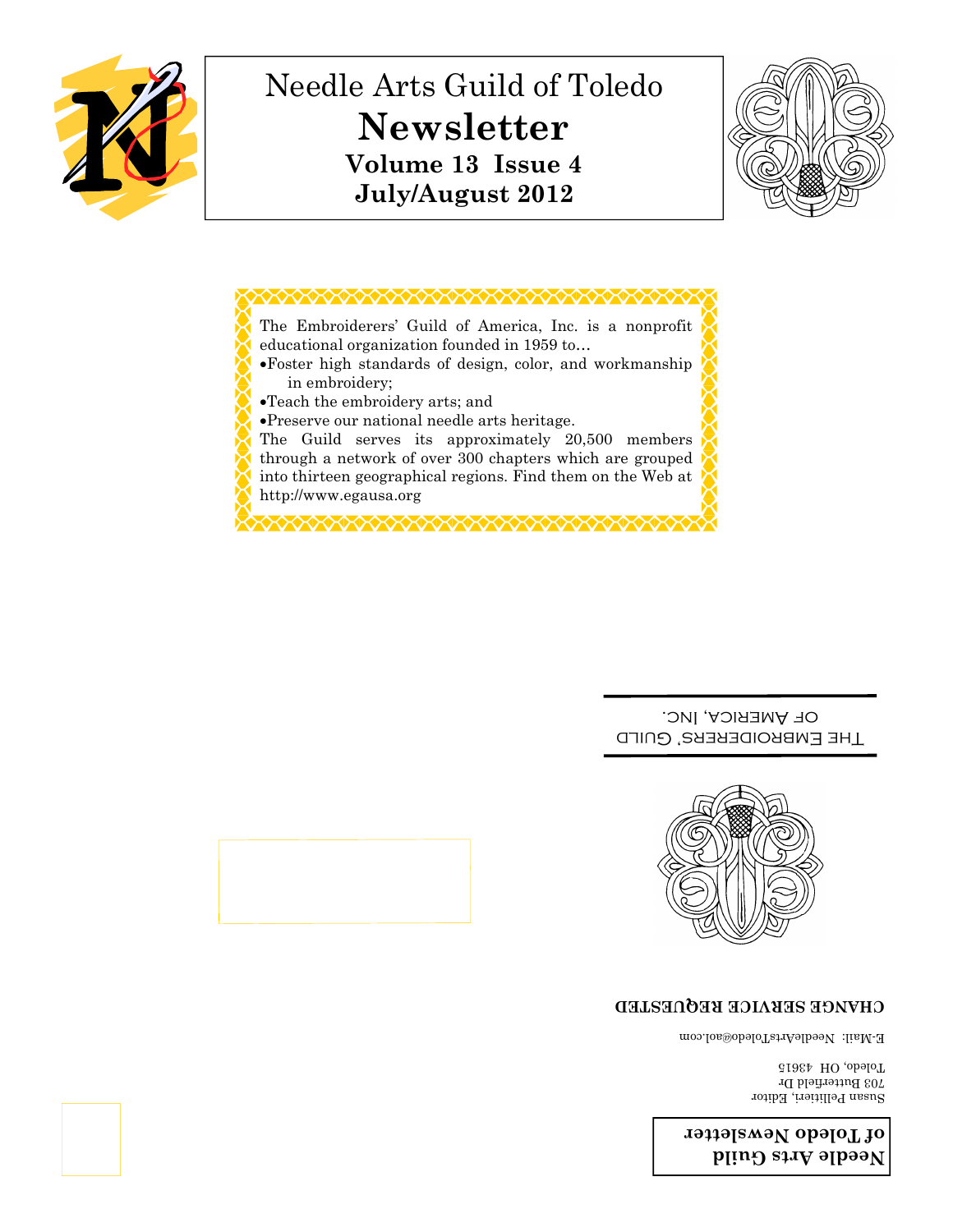# Needle Arts Guild of Toledo

# Newsletter

**Volume 13 Issue 4**

**July/August 2012**

The Embroiderers' Guild of America, Inc. is a nonprofit educational organization founded in 1959 to…

- Foster high standards of design, color, and workmanship in embroidery;
- Teach the embroidery arts; and
- Preserve our national needle arts heritage.

The Guild serves its approximately 20,500 members through a network of over 300 chapters which are grouped into thirteen geographical regions. Find them on the Web at http://www.egausa.org

THE EMBROIDERERS' GUILD
OF AMERICA, INC.

**Needle Arts Guild of Toledo Newsletter**

Susan Pellitieri, Editor
703 Butterfield Dr
Toledo, OH 43615

E-Mail: NeedleArtsToledo@aol.com

**CHANGE SERVICE REQUESTED**